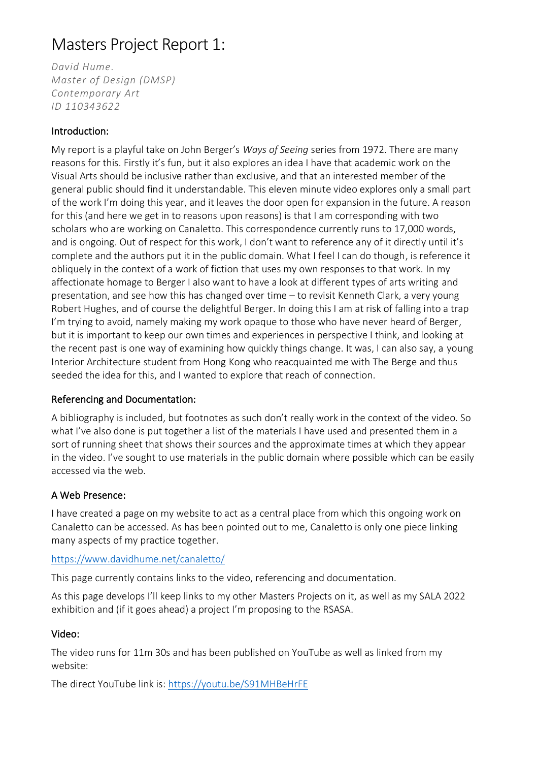# Masters Project Report 1:

*David Hume.*
*Master of Design (DMSP)*
*Contemporary Art*
*ID 110343622*

## Introduction:

My report is a playful take on John Berger's *Ways of Seeing* series from 1972. There are many reasons for this. Firstly it's fun, but it also explores an idea I have that academic work on the Visual Arts should be inclusive rather than exclusive, and that an interested member of the general public should find it understandable. This eleven minute video explores only a small part of the work I'm doing this year, and it leaves the door open for expansion in the future. A reason for this (and here we get in to reasons upon reasons) is that I am corresponding with two scholars who are working on Canaletto. This correspondence currently runs to 17,000 words, and is ongoing. Out of respect for this work, I don't want to reference any of it directly until it's complete and the authors put it in the public domain. What I feel I can do though, is reference it obliquely in the context of a work of fiction that uses my own responses to that work. In my affectionate homage to Berger I also want to have a look at different types of arts writing and presentation, and see how this has changed over time – to revisit Kenneth Clark, a very young Robert Hughes, and of course the delightful Berger. In doing this I am at risk of falling into a trap I'm trying to avoid, namely making my work opaque to those who have never heard of Berger, but it is important to keep our own times and experiences in perspective I think, and looking at the recent past is one way of examining how quickly things change. It was, I can also say, a young Interior Architecture student from Hong Kong who reacquainted me with The Berge and thus seeded the idea for this, and I wanted to explore that reach of connection.

## Referencing and Documentation:

A bibliography is included, but footnotes as such don't really work in the context of the video. So what I've also done is put together a list of the materials I have used and presented them in a sort of running sheet that shows their sources and the approximate times at which they appear in the video. I've sought to use materials in the public domain where possible which can be easily accessed via the web.

## A Web Presence:

I have created a page on my website to act as a central place from which this ongoing work on Canaletto can be accessed. As has been pointed out to me, Canaletto is only one piece linking many aspects of my practice together.

https://www.davidhume.net/canaletto/

This page currently contains links to the video, referencing and documentation.

As this page develops I'll keep links to my other Masters Projects on it, as well as my SALA 2022 exhibition and (if it goes ahead) a project I'm proposing to the RSASA.

## Video:

The video runs for 11m 30s and has been published on YouTube as well as linked from my website:

The direct YouTube link is: https://youtu.be/S91MHBeHrFE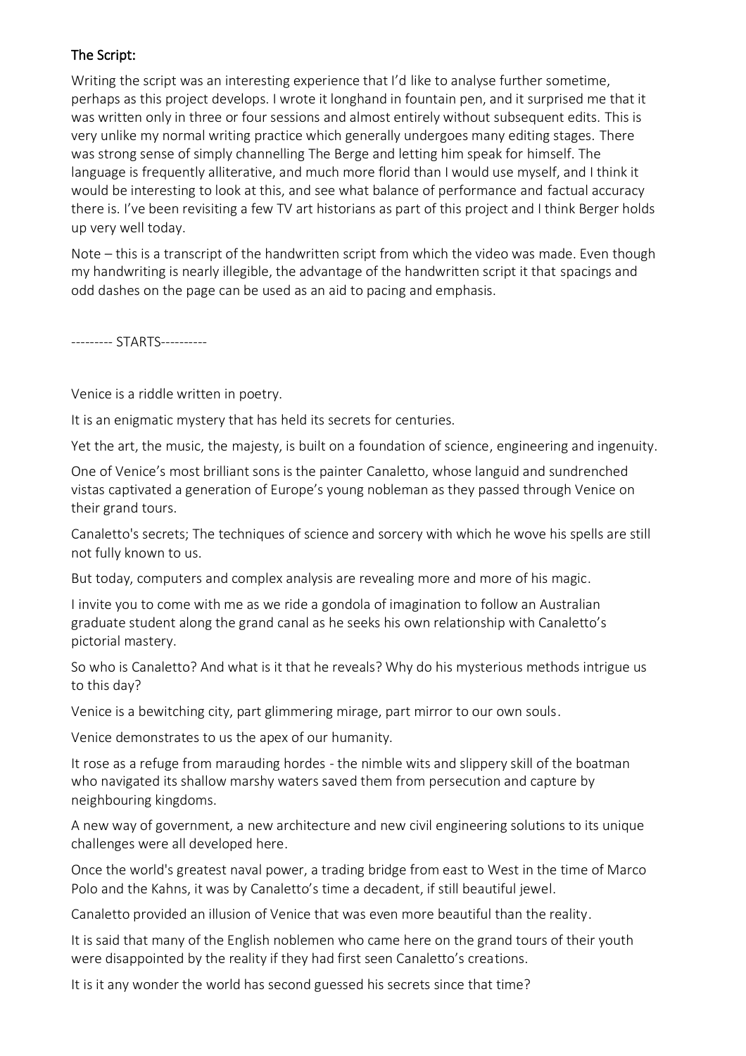## The Script:

Writing the script was an interesting experience that I'd like to analyse further sometime, perhaps as this project develops. I wrote it longhand in fountain pen, and it surprised me that it was written only in three or four sessions and almost entirely without subsequent edits. This is very unlike my normal writing practice which generally undergoes many editing stages. There was strong sense of simply channelling The Berge and letting him speak for himself. The language is frequently alliterative, and much more florid than I would use myself, and I think it would be interesting to look at this, and see what balance of performance and factual accuracy there is. I've been revisiting a few TV art historians as part of this project and I think Berger holds up very well today.

Note – this is a transcript of the handwritten script from which the video was made. Even though my handwriting is nearly illegible, the advantage of the handwritten script it that spacings and odd dashes on the page can be used as an aid to pacing and emphasis.

--------- STARTS----------

Venice is a riddle written in poetry.

It is an enigmatic mystery that has held its secrets for centuries.

Yet the art, the music, the majesty, is built on a foundation of science, engineering and ingenuity.

One of Venice's most brilliant sons is the painter Canaletto, whose languid and sundrenched vistas captivated a generation of Europe's young nobleman as they passed through Venice on their grand tours.

Canaletto's secrets; The techniques of science and sorcery with which he wove his spells are still not fully known to us.

But today, computers and complex analysis are revealing more and more of his magic.

I invite you to come with me as we ride a gondola of imagination to follow an Australian graduate student along the grand canal as he seeks his own relationship with Canaletto's pictorial mastery.

So who is Canaletto? And what is it that he reveals? Why do his mysterious methods intrigue us to this day?

Venice is a bewitching city, part glimmering mirage, part mirror to our own souls.

Venice demonstrates to us the apex of our humanity.

It rose as a refuge from marauding hordes - the nimble wits and slippery skill of the boatman who navigated its shallow marshy waters saved them from persecution and capture by neighbouring kingdoms.

A new way of government, a new architecture and new civil engineering solutions to its unique challenges were all developed here.

Once the world's greatest naval power, a trading bridge from east to West in the time of Marco Polo and the Kahns, it was by Canaletto's time a decadent, if still beautiful jewel.

Canaletto provided an illusion of Venice that was even more beautiful than the reality.

It is said that many of the English noblemen who came here on the grand tours of their youth were disappointed by the reality if they had first seen Canaletto's creations.

It is it any wonder the world has second guessed his secrets since that time?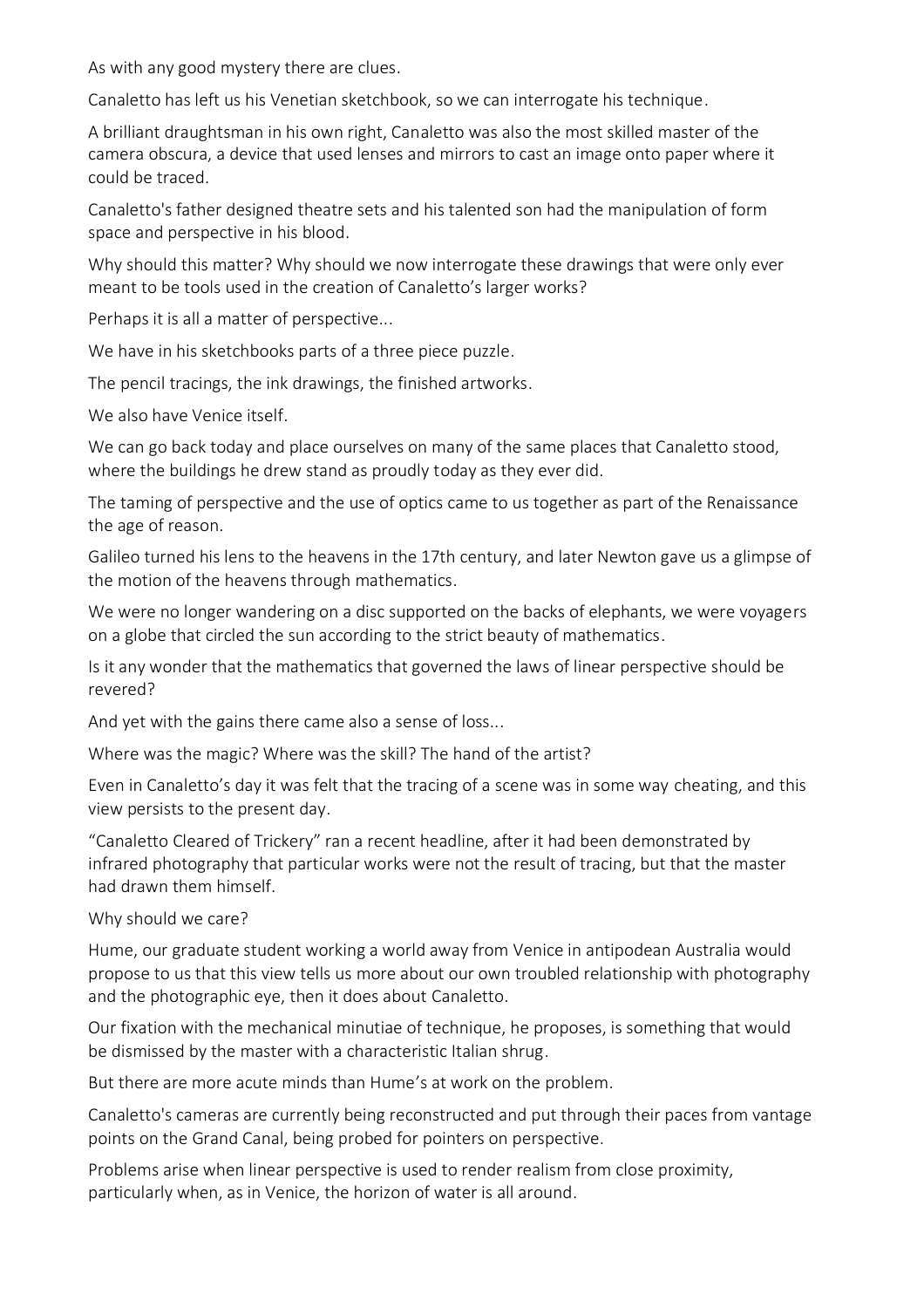As with any good mystery there are clues.

Canaletto has left us his Venetian sketchbook, so we can interrogate his technique.

A brilliant draughtsman in his own right, Canaletto was also the most skilled master of the camera obscura, a device that used lenses and mirrors to cast an image onto paper where it could be traced.

Canaletto's father designed theatre sets and his talented son had the manipulation of form space and perspective in his blood.

Why should this matter? Why should we now interrogate these drawings that were only ever meant to be tools used in the creation of Canaletto's larger works?

Perhaps it is all a matter of perspective...

We have in his sketchbooks parts of a three piece puzzle.

The pencil tracings, the ink drawings, the finished artworks.

We also have Venice itself.

We can go back today and place ourselves on many of the same places that Canaletto stood, where the buildings he drew stand as proudly today as they ever did.

The taming of perspective and the use of optics came to us together as part of the Renaissance the age of reason.

Galileo turned his lens to the heavens in the 17th century, and later Newton gave us a glimpse of the motion of the heavens through mathematics.

We were no longer wandering on a disc supported on the backs of elephants, we were voyagers on a globe that circled the sun according to the strict beauty of mathematics.

Is it any wonder that the mathematics that governed the laws of linear perspective should be revered?

And yet with the gains there came also a sense of loss...

Where was the magic? Where was the skill? The hand of the artist?

Even in Canaletto's day it was felt that the tracing of a scene was in some way cheating, and this view persists to the present day.

"Canaletto Cleared of Trickery" ran a recent headline, after it had been demonstrated by infrared photography that particular works were not the result of tracing, but that the master had drawn them himself.

Why should we care?

Hume, our graduate student working a world away from Venice in antipodean Australia would propose to us that this view tells us more about our own troubled relationship with photography and the photographic eye, then it does about Canaletto.

Our fixation with the mechanical minutiae of technique, he proposes, is something that would be dismissed by the master with a characteristic Italian shrug.

But there are more acute minds than Hume's at work on the problem.

Canaletto's cameras are currently being reconstructed and put through their paces from vantage points on the Grand Canal, being probed for pointers on perspective.

Problems arise when linear perspective is used to render realism from close proximity, particularly when, as in Venice, the horizon of water is all around.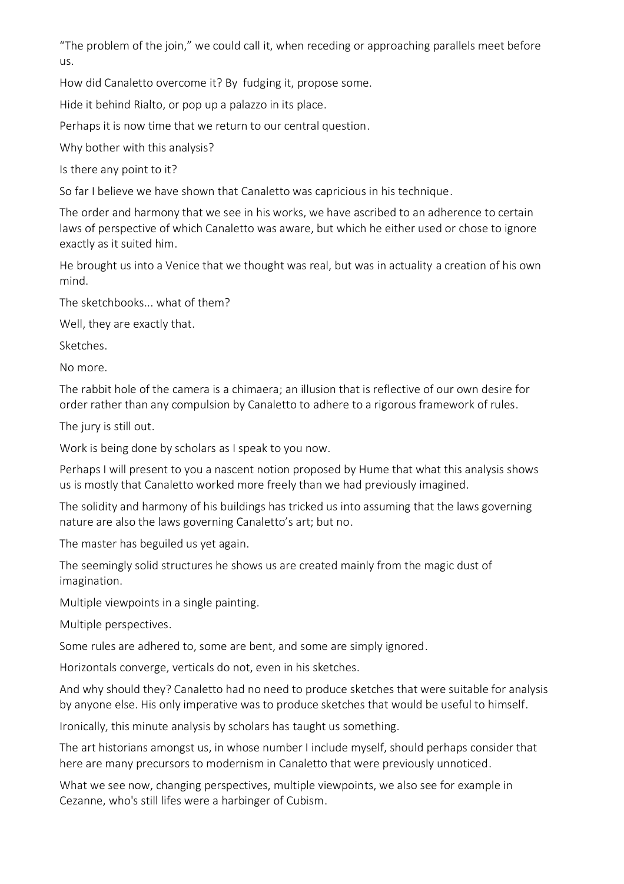"The problem of the join," we could call it, when receding or approaching parallels meet before us.

How did Canaletto overcome it? By fudging it, propose some.

Hide it behind Rialto, or pop up a palazzo in its place.

Perhaps it is now time that we return to our central question.

Why bother with this analysis?

Is there any point to it?

So far I believe we have shown that Canaletto was capricious in his technique.

The order and harmony that we see in his works, we have ascribed to an adherence to certain laws of perspective of which Canaletto was aware, but which he either used or chose to ignore exactly as it suited him.

He brought us into a Venice that we thought was real, but was in actuality a creation of his own mind.

The sketchbooks... what of them?

Well, they are exactly that.

Sketches.

No more.

The rabbit hole of the camera is a chimaera; an illusion that is reflective of our own desire for order rather than any compulsion by Canaletto to adhere to a rigorous framework of rules.

The jury is still out.

Work is being done by scholars as I speak to you now.

Perhaps I will present to you a nascent notion proposed by Hume that what this analysis shows us is mostly that Canaletto worked more freely than we had previously imagined.

The solidity and harmony of his buildings has tricked us into assuming that the laws governing nature are also the laws governing Canaletto's art; but no.

The master has beguiled us yet again.

The seemingly solid structures he shows us are created mainly from the magic dust of imagination.

Multiple viewpoints in a single painting.

Multiple perspectives.

Some rules are adhered to, some are bent, and some are simply ignored.

Horizontals converge, verticals do not, even in his sketches.

And why should they? Canaletto had no need to produce sketches that were suitable for analysis by anyone else. His only imperative was to produce sketches that would be useful to himself.

Ironically, this minute analysis by scholars has taught us something.

The art historians amongst us, in whose number I include myself, should perhaps consider that here are many precursors to modernism in Canaletto that were previously unnoticed.

What we see now, changing perspectives, multiple viewpoints, we also see for example in Cezanne, who's still lifes were a harbinger of Cubism.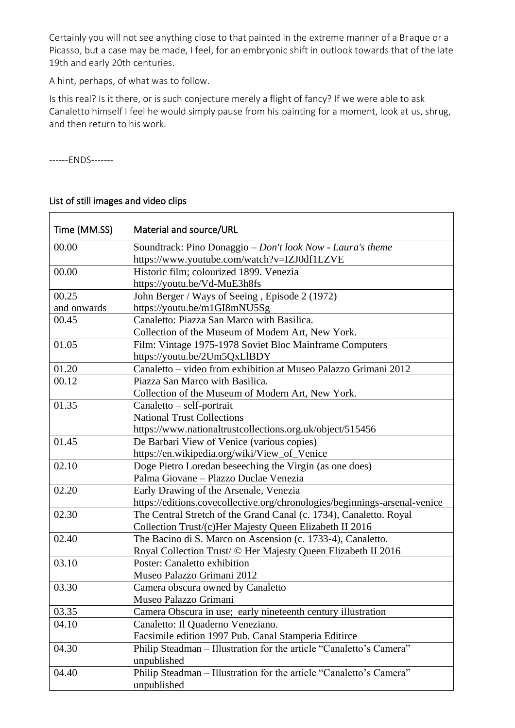Certainly you will not see anything close to that painted in the extreme manner of a Braque or a Picasso, but a case may be made, I feel, for an embryonic shift in outlook towards that of the late 19th and early 20th centuries.

A hint, perhaps, of what was to follow.

Is this real? Is it there, or is such conjecture merely a flight of fancy? If we were able to ask Canaletto himself I feel he would simply pause from his painting for a moment, look at us, shrug, and then return to his work.

------ENDS-------

## List of still images and video clips

| Time (MM.SS) | Material and source/URL |
|---|---|
| 00.00 | Soundtrack: Pino Donaggio – *Don't look Now - Laura's theme* https://www.youtube.com/watch?v=IZJ0df1LZVE |
| 00.00 | Historic film; colourized 1899. Venezia https://youtu.be/Vd-MuE3h8fs |
| 00.25 and onwards | John Berger / Ways of Seeing , Episode 2 (1972) https://youtu.be/m1GI8mNU5Sg |
| 00.45 | Canaletto: Piazza San Marco with Basilica. Collection of the Museum of Modern Art, New York. |
| 01.05 | Film: Vintage 1975-1978 Soviet Bloc Mainframe Computers https://youtu.be/2Um5QxLlBDY |
| 01.20 | Canaletto – video from exhibition at Museo Palazzo Grimani 2012 |
| 00.12 | Piazza San Marco with Basilica. Collection of the Museum of Modern Art, New York. |
| 01.35 | Canaletto – self-portrait National Trust Collections https://www.nationaltrustcollections.org.uk/object/515456 |
| 01.45 | De Barbari View of Venice (various copies) https://en.wikipedia.org/wiki/View_of_Venice |
| 02.10 | Doge Pietro Loredan beseeching the Virgin (as one does) Palma Giovane – Plazzo Duclae Venezia |
| 02.20 | Early Drawing of the Arsenale, Venezia https://editions.covecollective.org/chronologies/beginnings-arsenal-venice |
| 02.30 | The Central Stretch of the Grand Canal (c. 1734), Canaletto. Royal Collection Trust/(c)Her Majesty Queen Elizabeth II 2016 |
| 02.40 | The Bacino di S. Marco on Ascension (c. 1733-4), Canaletto. Royal Collection Trust/ © Her Majesty Queen Elizabeth II 2016 |
| 03.10 | Poster: Canaletto exhibition Museo Palazzo Grimani 2012 |
| 03.30 | Camera obscura owned by Canaletto Museo Palazzo Grimani |
| 03.35 | Camera Obscura in use; early nineteenth century illustration |
| 04.10 | Canaletto: Il Quaderno Veneziano. Facsimile edition 1997 Pub. Canal Stamperia Editirce |
| 04.30 | Philip Steadman – Illustration for the article "Canaletto's Camera" unpublished |
| 04.40 | Philip Steadman – Illustration for the article "Canaletto's Camera" unpublished |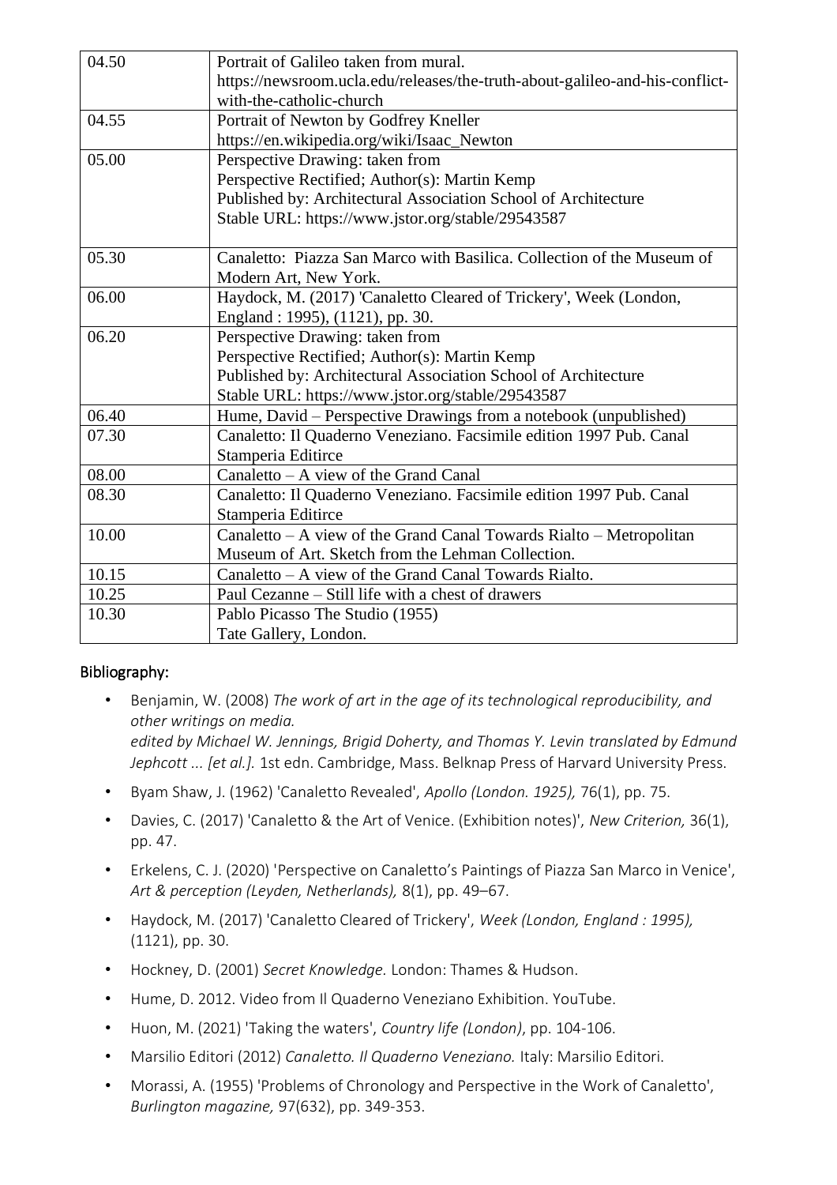| | |
|---|---|
| 04.50 | Portrait of Galileo taken from mural. https://newsroom.ucla.edu/releases/the-truth-about-galileo-and-his-conflict-with-the-catholic-church |
| 04.55 | Portrait of Newton by Godfrey Kneller https://en.wikipedia.org/wiki/Isaac_Newton |
| 05.00 | Perspective Drawing: taken from Perspective Rectified; Author(s): Martin Kemp Published by: Architectural Association School of Architecture Stable URL: https://www.jstor.org/stable/29543587 |
| 05.30 | Canaletto: Piazza San Marco with Basilica. Collection of the Museum of Modern Art, New York. |
| 06.00 | Haydock, M. (2017) 'Canaletto Cleared of Trickery', Week (London, England : 1995), (1121), pp. 30. |
| 06.20 | Perspective Drawing: taken from Perspective Rectified; Author(s): Martin Kemp Published by: Architectural Association School of Architecture Stable URL: https://www.jstor.org/stable/29543587 |
| 06.40 | Hume, David – Perspective Drawings from a notebook (unpublished) |
| 07.30 | Canaletto: Il Quaderno Veneziano. Facsimile edition 1997 Pub. Canal Stamperia Editirce |
| 08.00 | Canaletto – A view of the Grand Canal |
| 08.30 | Canaletto: Il Quaderno Veneziano. Facsimile edition 1997 Pub. Canal Stamperia Editirce |
| 10.00 | Canaletto – A view of the Grand Canal Towards Rialto – Metropolitan Museum of Art. Sketch from the Lehman Collection. |
| 10.15 | Canaletto – A view of the Grand Canal Towards Rialto. |
| 10.25 | Paul Cezanne – Still life with a chest of drawers |
| 10.30 | Pablo Picasso The Studio (1955) Tate Gallery, London. |

## Bibliography:

- Benjamin, W. (2008) *The work of art in the age of its technological reproducibility, and other writings on media. edited by Michael W. Jennings, Brigid Doherty, and Thomas Y. Levin translated by Edmund Jephcott ... [et al.].* 1st edn. Cambridge, Mass. Belknap Press of Harvard University Press.
- Byam Shaw, J. (1962) 'Canaletto Revealed', *Apollo (London. 1925),* 76(1), pp. 75.
- Davies, C. (2017) 'Canaletto & the Art of Venice. (Exhibition notes)', *New Criterion,* 36(1), pp. 47.
- Erkelens, C. J. (2020) 'Perspective on Canaletto's Paintings of Piazza San Marco in Venice', *Art & perception (Leyden, Netherlands),* 8(1), pp. 49–67.
- Haydock, M. (2017) 'Canaletto Cleared of Trickery', *Week (London, England : 1995),* (1121), pp. 30.
- Hockney, D. (2001) *Secret Knowledge.* London: Thames & Hudson.
- Hume, D. 2012. Video from Il Quaderno Veneziano Exhibition. YouTube.
- Huon, M. (2021) 'Taking the waters', *Country life (London)*, pp. 104-106.
- Marsilio Editori (2012) *Canaletto. Il Quaderno Veneziano.* Italy: Marsilio Editori.
- Morassi, A. (1955) 'Problems of Chronology and Perspective in the Work of Canaletto', *Burlington magazine,* 97(632), pp. 349-353.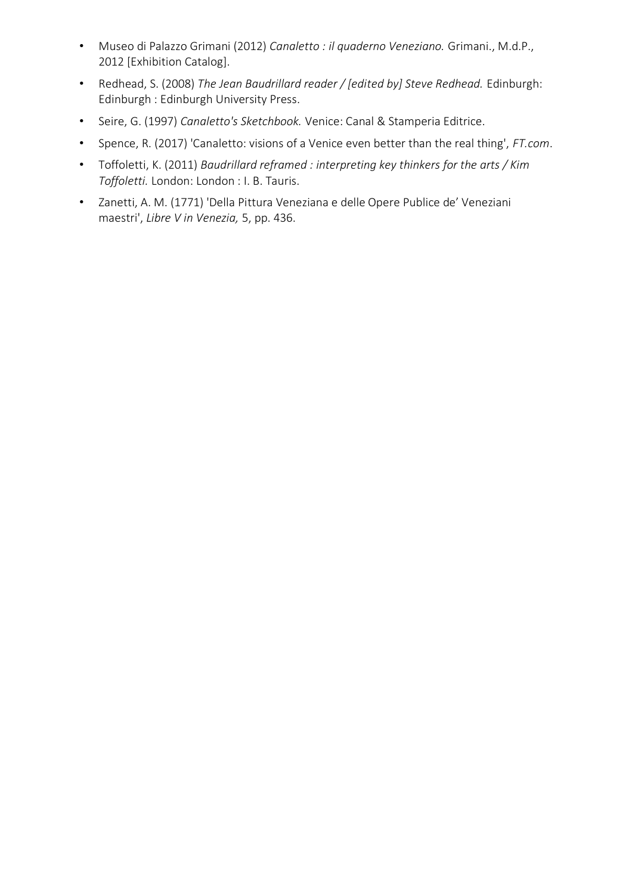- Museo di Palazzo Grimani (2012) *Canaletto : il quaderno Veneziano.* Grimani., M.d.P., 2012 [Exhibition Catalog].
- Redhead, S. (2008) *The Jean Baudrillard reader / [edited by] Steve Redhead.* Edinburgh: Edinburgh : Edinburgh University Press.
- Seire, G. (1997) *Canaletto's Sketchbook.* Venice: Canal & Stamperia Editrice.
- Spence, R. (2017) 'Canaletto: visions of a Venice even better than the real thing', *FT.com*.
- Toffoletti, K. (2011) *Baudrillard reframed : interpreting key thinkers for the arts / Kim Toffoletti.* London: London : I. B. Tauris.
- Zanetti, A. M. (1771) 'Della Pittura Veneziana e delle Opere Publice de' Veneziani maestri', *Libre V in Venezia,* 5, pp. 436.